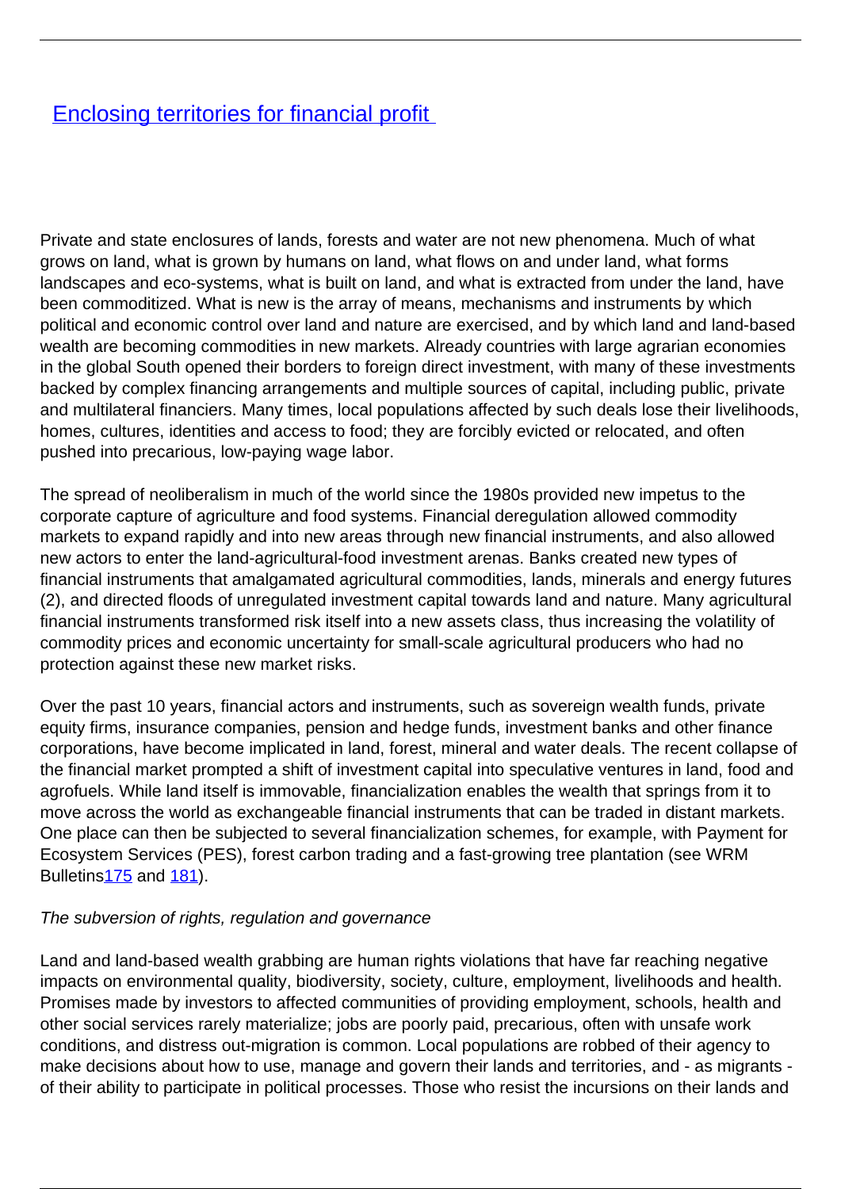# [Enclosing territories for financial profit](#)

Private and state enclosures of lands, forests and water are not new phenomena. Much of what grows on land, what is grown by humans on land, what flows on and under land, what forms landscapes and eco-systems, what is built on land, and what is extracted from under the land, have been commoditized. What is new is the array of means, mechanisms and instruments by which political and economic control over land and nature are exercised, and by which land and land-based wealth are becoming commodities in new markets. Already countries with large agrarian economies in the global South opened their borders to foreign direct investment, with many of these investments backed by complex financing arrangements and multiple sources of capital, including public, private and multilateral financiers. Many times, local populations affected by such deals lose their livelihoods, homes, cultures, identities and access to food; they are forcibly evicted or relocated, and often pushed into precarious, low-paying wage labor.

The spread of neoliberalism in much of the world since the 1980s provided new impetus to the corporate capture of agriculture and food systems. Financial deregulation allowed commodity markets to expand rapidly and into new areas through new financial instruments, and also allowed new actors to enter the land-agricultural-food investment arenas. Banks created new types of financial instruments that amalgamated agricultural commodities, lands, minerals and energy futures (2), and directed floods of unregulated investment capital towards land and nature. Many agricultural financial instruments transformed risk itself into a new assets class, thus increasing the volatility of commodity prices and economic uncertainty for small-scale agricultural producers who had no protection against these new market risks.

Over the past 10 years, financial actors and instruments, such as sovereign wealth funds, private equity firms, insurance companies, pension and hedge funds, investment banks and other finance corporations, have become implicated in land, forest, mineral and water deals. The recent collapse of the financial market prompted a shift of investment capital into speculative ventures in land, food and agrofuels. While land itself is immovable, financialization enables the wealth that springs from it to move across the world as exchangeable financial instruments that can be traded in distant markets. One place can then be subjected to several financialization schemes, for example, with Payment for Ecosystem Services (PES), forest carbon trading and a fast-growing tree plantation (see WRM Bulletins[175](#) and [181](#)).

*The subversion of rights, regulation and governance*

Land and land-based wealth grabbing are human rights violations that have far reaching negative impacts on environmental quality, biodiversity, society, culture, employment, livelihoods and health. Promises made by investors to affected communities of providing employment, schools, health and other social services rarely materialize; jobs are poorly paid, precarious, often with unsafe work conditions, and distress out-migration is common. Local populations are robbed of their agency to make decisions about how to use, manage and govern their lands and territories, and - as migrants - of their ability to participate in political processes. Those who resist the incursions on their lands and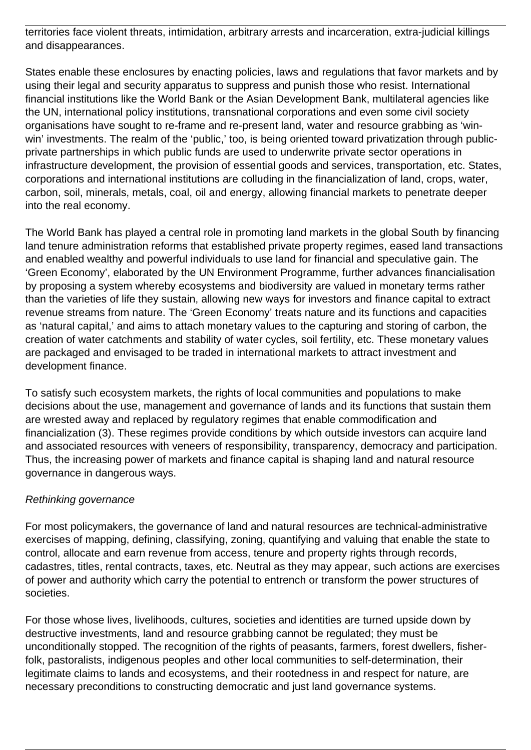territories face violent threats, intimidation, arbitrary arrests and incarceration, extra-judicial killings and disappearances.

States enable these enclosures by enacting policies, laws and regulations that favor markets and by using their legal and security apparatus to suppress and punish those who resist. International financial institutions like the World Bank or the Asian Development Bank, multilateral agencies like the UN, international policy institutions, transnational corporations and even some civil society organisations have sought to re-frame and re-present land, water and resource grabbing as 'win-win' investments. The realm of the 'public,' too, is being oriented toward privatization through public-private partnerships in which public funds are used to underwrite private sector operations in infrastructure development, the provision of essential goods and services, transportation, etc. States, corporations and international institutions are colluding in the financialization of land, crops, water, carbon, soil, minerals, metals, coal, oil and energy, allowing financial markets to penetrate deeper into the real economy.

The World Bank has played a central role in promoting land markets in the global South by financing land tenure administration reforms that established private property regimes, eased land transactions and enabled wealthy and powerful individuals to use land for financial and speculative gain. The 'Green Economy', elaborated by the UN Environment Programme, further advances financialisation by proposing a system whereby ecosystems and biodiversity are valued in monetary terms rather than the varieties of life they sustain, allowing new ways for investors and finance capital to extract revenue streams from nature. The 'Green Economy' treats nature and its functions and capacities as 'natural capital,' and aims to attach monetary values to the capturing and storing of carbon, the creation of water catchments and stability of water cycles, soil fertility, etc. These monetary values are packaged and envisaged to be traded in international markets to attract investment and development finance.

To satisfy such ecosystem markets, the rights of local communities and populations to make decisions about the use, management and governance of lands and its functions that sustain them are wrested away and replaced by regulatory regimes that enable commodification and financialization (3). These regimes provide conditions by which outside investors can acquire land and associated resources with veneers of responsibility, transparency, democracy and participation. Thus, the increasing power of markets and finance capital is shaping land and natural resource governance in dangerous ways.

*Rethinking governance*

For most policymakers, the governance of land and natural resources are technical-administrative exercises of mapping, defining, classifying, zoning, quantifying and valuing that enable the state to control, allocate and earn revenue from access, tenure and property rights through records, cadastres, titles, rental contracts, taxes, etc. Neutral as they may appear, such actions are exercises of power and authority which carry the potential to entrench or transform the power structures of societies.

For those whose lives, livelihoods, cultures, societies and identities are turned upside down by destructive investments, land and resource grabbing cannot be regulated; they must be unconditionally stopped. The recognition of the rights of peasants, farmers, forest dwellers, fisher-folk, pastoralists, indigenous peoples and other local communities to self-determination, their legitimate claims to lands and ecosystems, and their rootedness in and respect for nature, are necessary preconditions to constructing democratic and just land governance systems.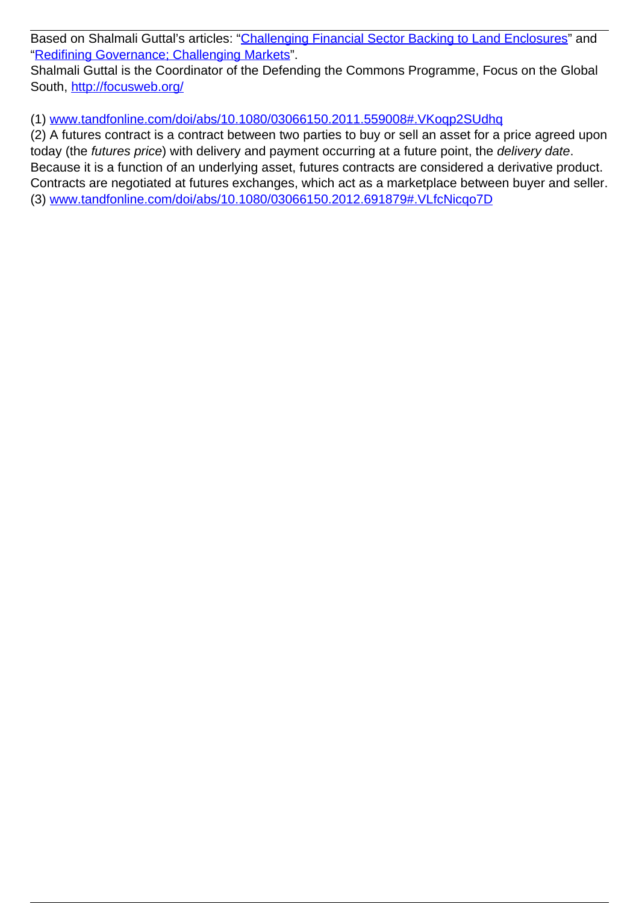Based on Shalmali Guttal's articles: "[Challenging Financial Sector Backing to Land Enclosures]" and "[Redifining Governance; Challenging Markets]".

Shalmali Guttal is the Coordinator of the Defending the Commons Programme, Focus on the Global South, http://focusweb.org/

(1) www.tandfonline.com/doi/abs/10.1080/03066150.2011.559008#.VKoqp2SUdhq

(2) A futures contract is a contract between two parties to buy or sell an asset for a price agreed upon today (the *futures price*) with delivery and payment occurring at a future point, the *delivery date*. Because it is a function of an underlying asset, futures contracts are considered a derivative product. Contracts are negotiated at futures exchanges, which act as a marketplace between buyer and seller.

(3) www.tandfonline.com/doi/abs/10.1080/03066150.2012.691879#.VLfcNicqo7D